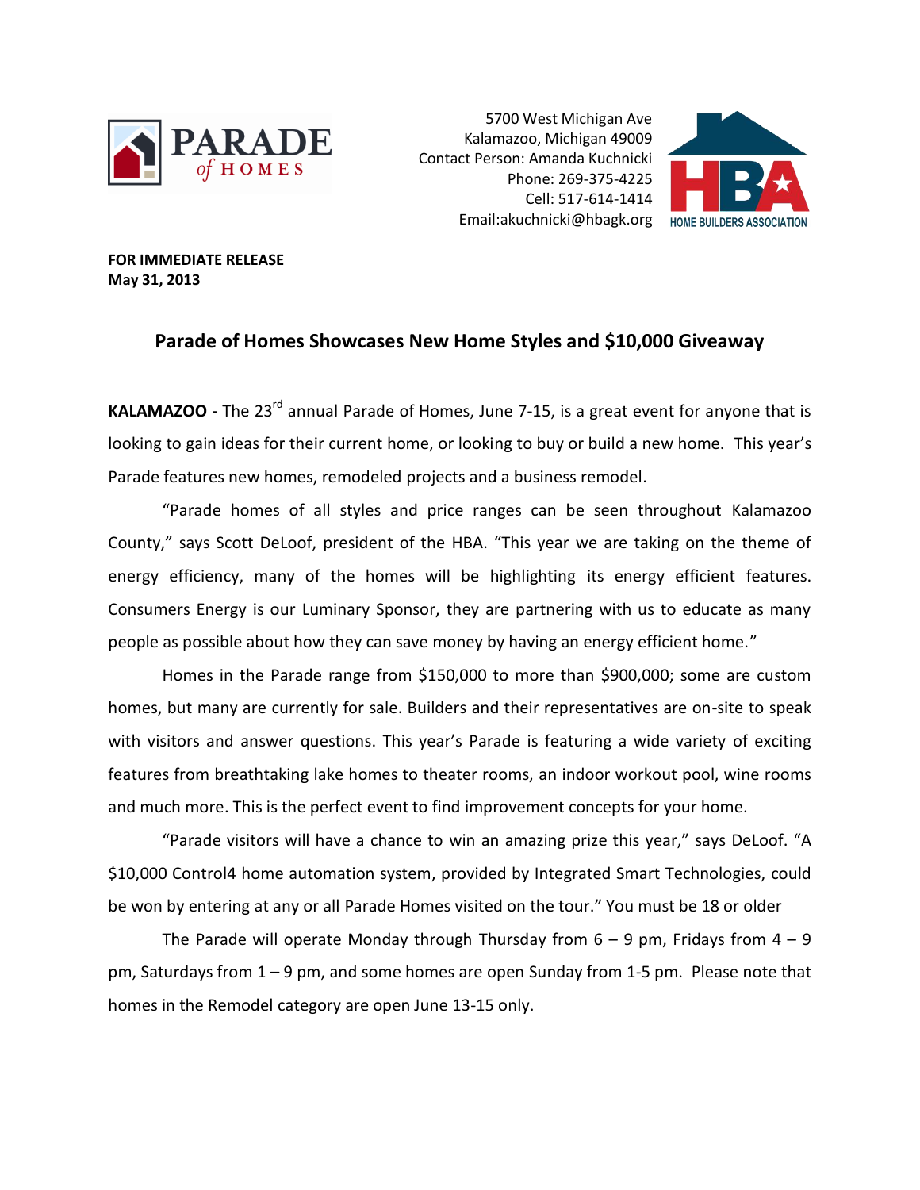PARADE *of* HOMES

5700 West Michigan Ave
Kalamazoo, Michigan 49009
Contact Person: Amanda Kuchnicki
Phone: 269-375-4225
Cell: 517-614-1414
Email:akuchnicki@hbagk.org

HBA HOME BUILDERS ASSOCIATION

**FOR IMMEDIATE RELEASE**
**May 31, 2013**

## Parade of Homes Showcases New Home Styles and $10,000 Giveaway

**KALAMAZOO -** The 23rd annual Parade of Homes, June 7-15, is a great event for anyone that is looking to gain ideas for their current home, or looking to buy or build a new home. This year's Parade features new homes, remodeled projects and a business remodel.

"Parade homes of all styles and price ranges can be seen throughout Kalamazoo County," says Scott DeLoof, president of the HBA. "This year we are taking on the theme of energy efficiency, many of the homes will be highlighting its energy efficient features. Consumers Energy is our Luminary Sponsor, they are partnering with us to educate as many people as possible about how they can save money by having an energy efficient home."

Homes in the Parade range from $150,000 to more than $900,000; some are custom homes, but many are currently for sale. Builders and their representatives are on-site to speak with visitors and answer questions. This year's Parade is featuring a wide variety of exciting features from breathtaking lake homes to theater rooms, an indoor workout pool, wine rooms and much more. This is the perfect event to find improvement concepts for your home.

"Parade visitors will have a chance to win an amazing prize this year," says DeLoof. "A $10,000 Control4 home automation system, provided by Integrated Smart Technologies, could be won by entering at any or all Parade Homes visited on the tour." You must be 18 or older

The Parade will operate Monday through Thursday from 6 – 9 pm, Fridays from 4 – 9 pm, Saturdays from 1 – 9 pm, and some homes are open Sunday from 1-5 pm. Please note that homes in the Remodel category are open June 13-15 only.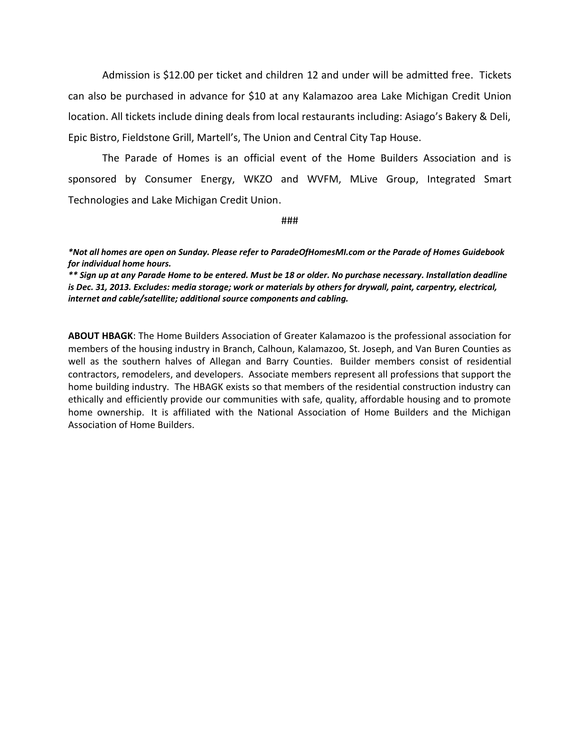Admission is $12.00 per ticket and children 12 and under will be admitted free. Tickets can also be purchased in advance for $10 at any Kalamazoo area Lake Michigan Credit Union location. All tickets include dining deals from local restaurants including: Asiago's Bakery & Deli, Epic Bistro, Fieldstone Grill, Martell's, The Union and Central City Tap House.

The Parade of Homes is an official event of the Home Builders Association and is sponsored by Consumer Energy, WKZO and WVFM, MLive Group, Integrated Smart Technologies and Lake Michigan Credit Union.

###

***Not all homes are open on Sunday. Please refer to ParadeOfHomesMI.com or the Parade of Homes Guidebook for individual home hours.***

***** Sign up at any Parade Home to be entered. Must be 18 or older. No purchase necessary. Installation deadline is Dec. 31, 2013. Excludes: media storage; work or materials by others for drywall, paint, carpentry, electrical, internet and cable/satellite; additional source components and cabling.***

**ABOUT HBAGK**: The Home Builders Association of Greater Kalamazoo is the professional association for members of the housing industry in Branch, Calhoun, Kalamazoo, St. Joseph, and Van Buren Counties as well as the southern halves of Allegan and Barry Counties. Builder members consist of residential contractors, remodelers, and developers. Associate members represent all professions that support the home building industry. The HBAGK exists so that members of the residential construction industry can ethically and efficiently provide our communities with safe, quality, affordable housing and to promote home ownership. It is affiliated with the National Association of Home Builders and the Michigan Association of Home Builders.